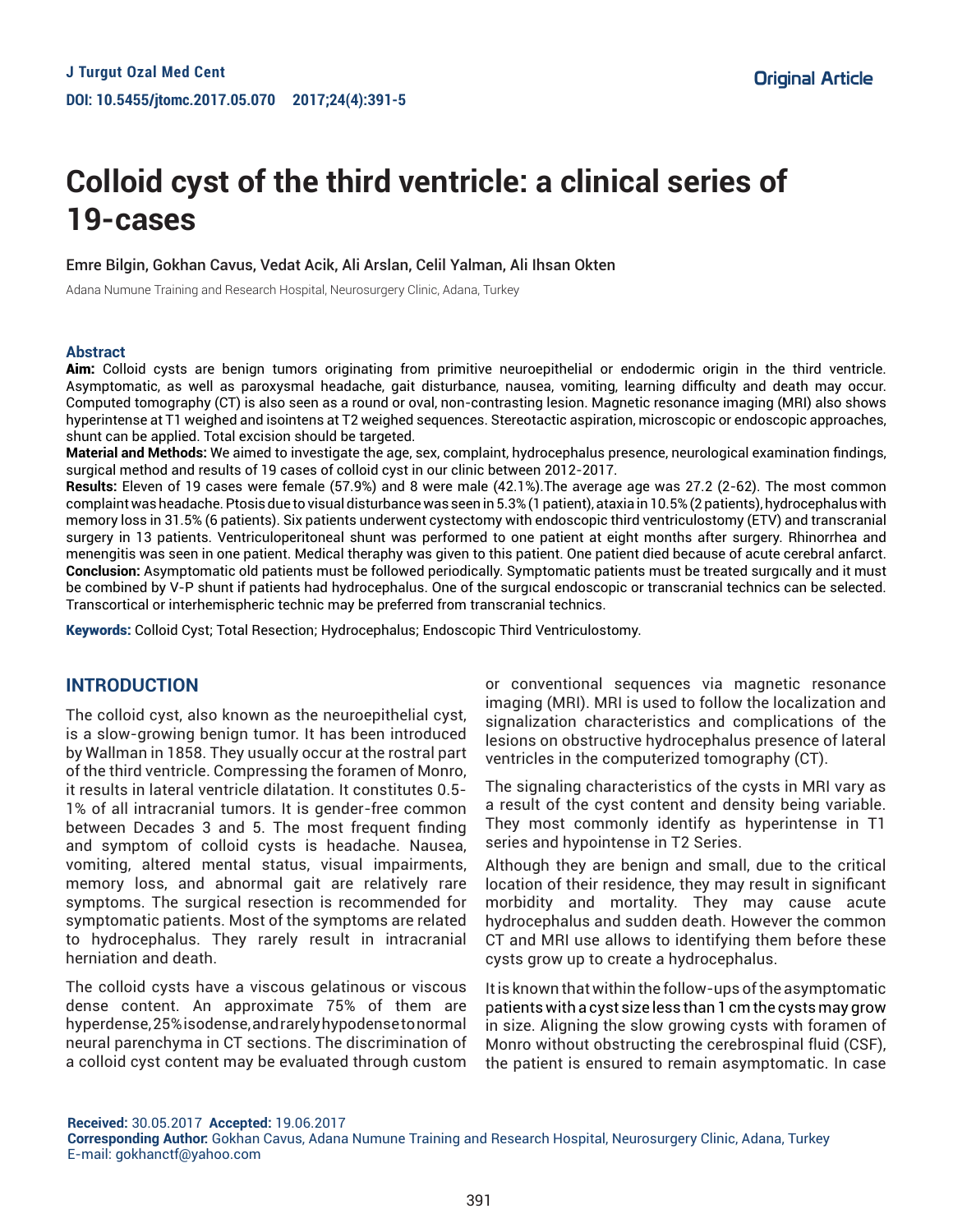Original Article

# Colloid cyst of the third ventricle: a clinical series of 19-cases

Emre Bilgin, Gokhan Cavus, Vedat Acik, Ali Arslan, Celil Yalman, Ali Ihsan Okten

Adana Numune Training and Research Hospital, Neurosurgery Clinic, Adana, Turkey

## Abstract

**Aim:** Colloid cysts are benign tumors originating from primitive neuroepithelial or endodermic origin in the third ventricle. Asymptomatic, as well as paroxysmal headache, gait disturbance, nausea, vomiting, learning difficulty and death may occur. Computed tomography (CT) is also seen as a round or oval, non-contrasting lesion. Magnetic resonance imaging (MRI) also shows hyperintense at T1 weighed and isointens at T2 weighed sequences. Stereotactic aspiration, microscopic or endoscopic approaches, shunt can be applied. Total excision should be targeted.

**Material and Methods:** We aimed to investigate the age, sex, complaint, hydrocephalus presence, neurological examination findings, surgical method and results of 19 cases of colloid cyst in our clinic between 2012-2017.

**Results:** Eleven of 19 cases were female (57.9%) and 8 were male (42.1%).The average age was 27.2 (2-62). The most common complaint was headache. Ptosis due to visual disturbance was seen in 5.3% (1 patient), ataxia in 10.5% (2 patients), hydrocephalus with memory loss in 31.5% (6 patients). Six patients underwent cystectomy with endoscopic third ventriculostomy (ETV) and transcranial surgery in 13 patients. Ventriculoperitoneal shunt was performed to one patient at eight months after surgery. Rhinorrhea and menengitis was seen in one patient. Medical theraphy was given to this patient. One patient died because of acute cerebral anfarct.

**Conclusion:** Asymptomatic old patients must be followed periodically. Symptomatic patients must be treated surgıcally and it must be combined by V-P shunt if patients had hydrocephalus. One of the surgıcal endoscopic or transcranial technics can be selected. Transcortical or interhemispheric technic may be preferred from transcranial technics.

**Keywords:** Colloid Cyst; Total Resection; Hydrocephalus; Endoscopic Third Ventriculostomy.

## INTRODUCTION

The colloid cyst, also known as the neuroepithelial cyst, is a slow-growing benign tumor. It has been introduced by Wallman in 1858. They usually occur at the rostral part of the third ventricle. Compressing the foramen of Monro, it results in lateral ventricle dilatation. It constitutes 0.5-1% of all intracranial tumors. It is gender-free common between Decades 3 and 5. The most frequent finding and symptom of colloid cysts is headache. Nausea, vomiting, altered mental status, visual impairments, memory loss, and abnormal gait are relatively rare symptoms. The surgical resection is recommended for symptomatic patients. Most of the symptoms are related to hydrocephalus. They rarely result in intracranial herniation and death.

The colloid cysts have a viscous gelatinous or viscous dense content. An approximate 75% of them are hyperdense, 25% isodense, and rarely hypodense to normal neural parenchyma in CT sections. The discrimination of a colloid cyst content may be evaluated through custom or conventional sequences via magnetic resonance imaging (MRI). MRI is used to follow the localization and signalization characteristics and complications of the lesions on obstructive hydrocephalus presence of lateral ventricles in the computerized tomography (CT).

The signaling characteristics of the cysts in MRI vary as a result of the cyst content and density being variable. They most commonly identify as hyperintense in T1 series and hypointense in T2 Series.

Although they are benign and small, due to the critical location of their residence, they may result in significant morbidity and mortality. They may cause acute hydrocephalus and sudden death. However the common CT and MRI use allows to identifying them before these cysts grow up to create a hydrocephalus.

It is known that within the follow-ups of the asymptomatic patients with a cyst size less than 1 cm the cysts may grow in size. Aligning the slow growing cysts with foramen of Monro without obstructing the cerebrospinal fluid (CSF), the patient is ensured to remain asymptomatic. In case

**Received:** 30.05.2017 **Accepted:** 19.06.2017
**Corresponding Author:** Gokhan Cavus, Adana Numune Training and Research Hospital, Neurosurgery Clinic, Adana, Turkey
E-mail: gokhanctf@yahoo.com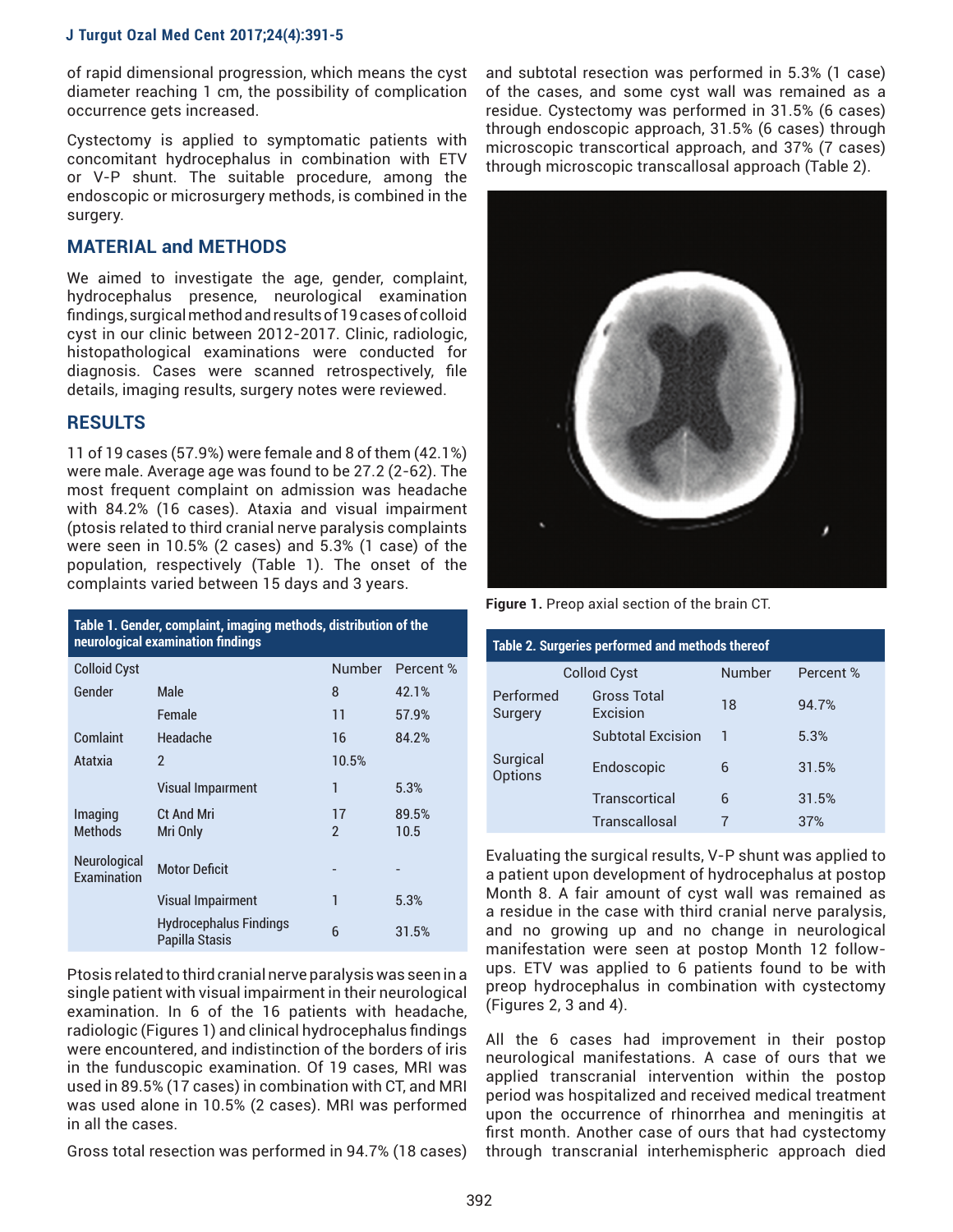of rapid dimensional progression, which means the cyst diameter reaching 1 cm, the possibility of complication occurrence gets increased.

Cystectomy is applied to symptomatic patients with concomitant hydrocephalus in combination with ETV or V-P shunt. The suitable procedure, among the endoscopic or microsurgery methods, is combined in the surgery.

## MATERIAL and METHODS

We aimed to investigate the age, gender, complaint, hydrocephalus presence, neurological examination findings, surgical method and results of 19 cases of colloid cyst in our clinic between 2012-2017. Clinic, radiologic, histopathological examinations were conducted for diagnosis. Cases were scanned retrospectively, file details, imaging results, surgery notes were reviewed.

## RESULTS

11 of 19 cases (57.9%) were female and 8 of them (42.1%) were male. Average age was found to be 27.2 (2-62). The most frequent complaint on admission was headache with 84.2% (16 cases). Ataxia and visual impairment (ptosis related to third cranial nerve paralysis complaints were seen in 10.5% (2 cases) and 5.3% (1 case) of the population, respectively (Table 1). The onset of the complaints varied between 15 days and 3 years.

**Table 1. Gender, complaint, imaging methods, distribution of the neurological examination findings**

| Colloid Cyst | | Number | Percent % |
|---|---|---|---|
| Gender | Male | 8 | 42.1% |
| | Female | 11 | 57.9% |
| Comlaint | Headache | 16 | 84.2% |
| Atatxia | 2 | 10.5% | |
| | Visual Impairment | 1 | 5.3% |
| Imaging Methods | Ct And Mri<br>Mri Only | 17<br>2 | 89.5%<br>10.5 |
| Neurological Examination | Motor Deficit | - | - |
| | Visual Impairment | 1 | 5.3% |
| | Hydrocephalus Findings Papilla Stasis | 6 | 31.5% |

Ptosis related to third cranial nerve paralysis was seen in a single patient with visual impairment in their neurological examination. In 6 of the 16 patients with headache, radiologic (Figures 1) and clinical hydrocephalus findings were encountered, and indistinction of the borders of iris in the funduscopic examination. Of 19 cases, MRI was used in 89.5% (17 cases) in combination with CT, and MRI was used alone in 10.5% (2 cases). MRI was performed in all the cases.

Gross total resection was performed in 94.7% (18 cases) and subtotal resection was performed in 5.3% (1 case) of the cases, and some cyst wall was remained as a residue. Cystectomy was performed in 31.5% (6 cases) through endoscopic approach, 31.5% (6 cases) through microscopic transcortical approach, and 37% (7 cases) through microscopic transcallosal approach (Table 2).

**Figure 1.** Preop axial section of the brain CT.

**Table 2. Surgeries performed and methods thereof**

| Colloıd Cyst | | Number | Percent % |
|---|---|---|---|
| Performed Surgery | Gross Total Excision | 18 | 94.7% |
| | Subtotal Excision | 1 | 5.3% |
| Surgical Options | Endoscopic | 6 | 31.5% |
| | Transcortical | 6 | 31.5% |
| | Transcallosal | 7 | 37% |

Evaluating the surgical results, V-P shunt was applied to a patient upon development of hydrocephalus at postop Month 8. A fair amount of cyst wall was remained as a residue in the case with third cranial nerve paralysis, and no growing up and no change in neurological manifestation were seen at postop Month 12 follow-ups. ETV was applied to 6 patients found to be with preop hydrocephalus in combination with cystectomy (Figures 2, 3 and 4).

All the 6 cases had improvement in their postop neurological manifestations. A case of ours that we applied transcranial intervention within the postop period was hospitalized and received medical treatment upon the occurrence of rhinorrhea and meningitis at first month. Another case of ours that had cystectomy through transcranial interhemispheric approach died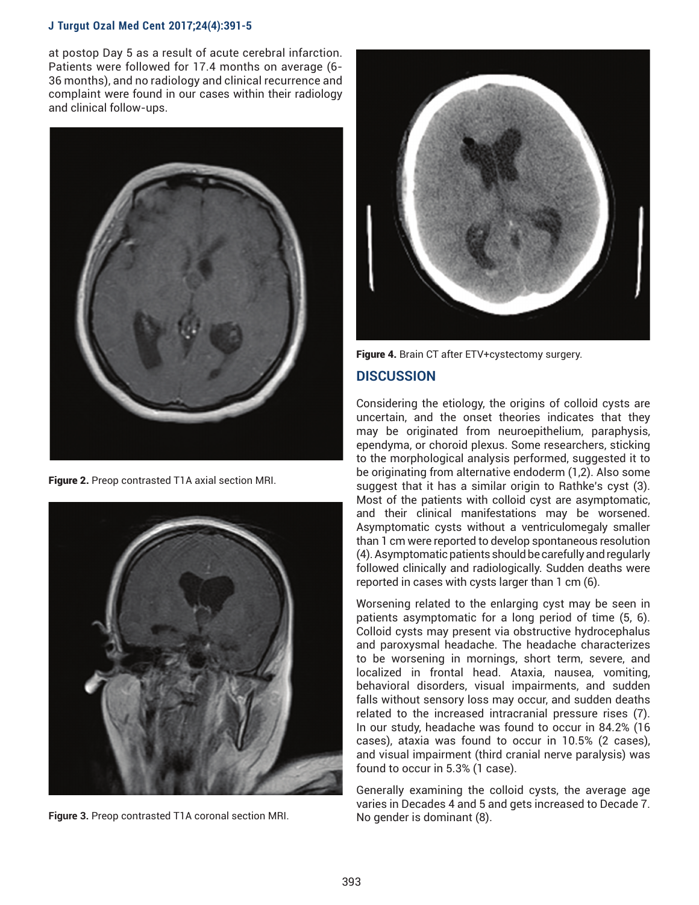at postop Day 5 as a result of acute cerebral infarction. Patients were followed for 17.4 months on average (6-36 months), and no radiology and clinical recurrence and complaint were found in our cases within their radiology and clinical follow-ups.

**Figure 2.** Preop contrasted T1A axial section MRI.

**Figure 3.** Preop contrasted T1A coronal section MRI.

**Figure 4.** Brain CT after ETV+cystectomy surgery.

## DISCUSSION

Considering the etiology, the origins of colloid cysts are uncertain, and the onset theories indicates that they may be originated from neuroepithelium, paraphysis, ependyma, or choroid plexus. Some researchers, sticking to the morphological analysis performed, suggested it to be originating from alternative endoderm (1,2). Also some suggest that it has a similar origin to Rathke's cyst (3). Most of the patients with colloid cyst are asymptomatic, and their clinical manifestations may be worsened. Asymptomatic cysts without a ventriculomegaly smaller than 1 cm were reported to develop spontaneous resolution (4). Asymptomatic patients should be carefully and regularly followed clinically and radiologically. Sudden deaths were reported in cases with cysts larger than 1 cm (6).

Worsening related to the enlarging cyst may be seen in patients asymptomatic for a long period of time (5, 6). Colloid cysts may present via obstructive hydrocephalus and paroxysmal headache. The headache characterizes to be worsening in mornings, short term, severe, and localized in frontal head. Ataxia, nausea, vomiting, behavioral disorders, visual impairments, and sudden falls without sensory loss may occur, and sudden deaths related to the increased intracranial pressure rises (7). In our study, headache was found to occur in 84.2% (16 cases), ataxia was found to occur in 10.5% (2 cases), and visual impairment (third cranial nerve paralysis) was found to occur in 5.3% (1 case).

Generally examining the colloid cysts, the average age varies in Decades 4 and 5 and gets increased to Decade 7. No gender is dominant (8).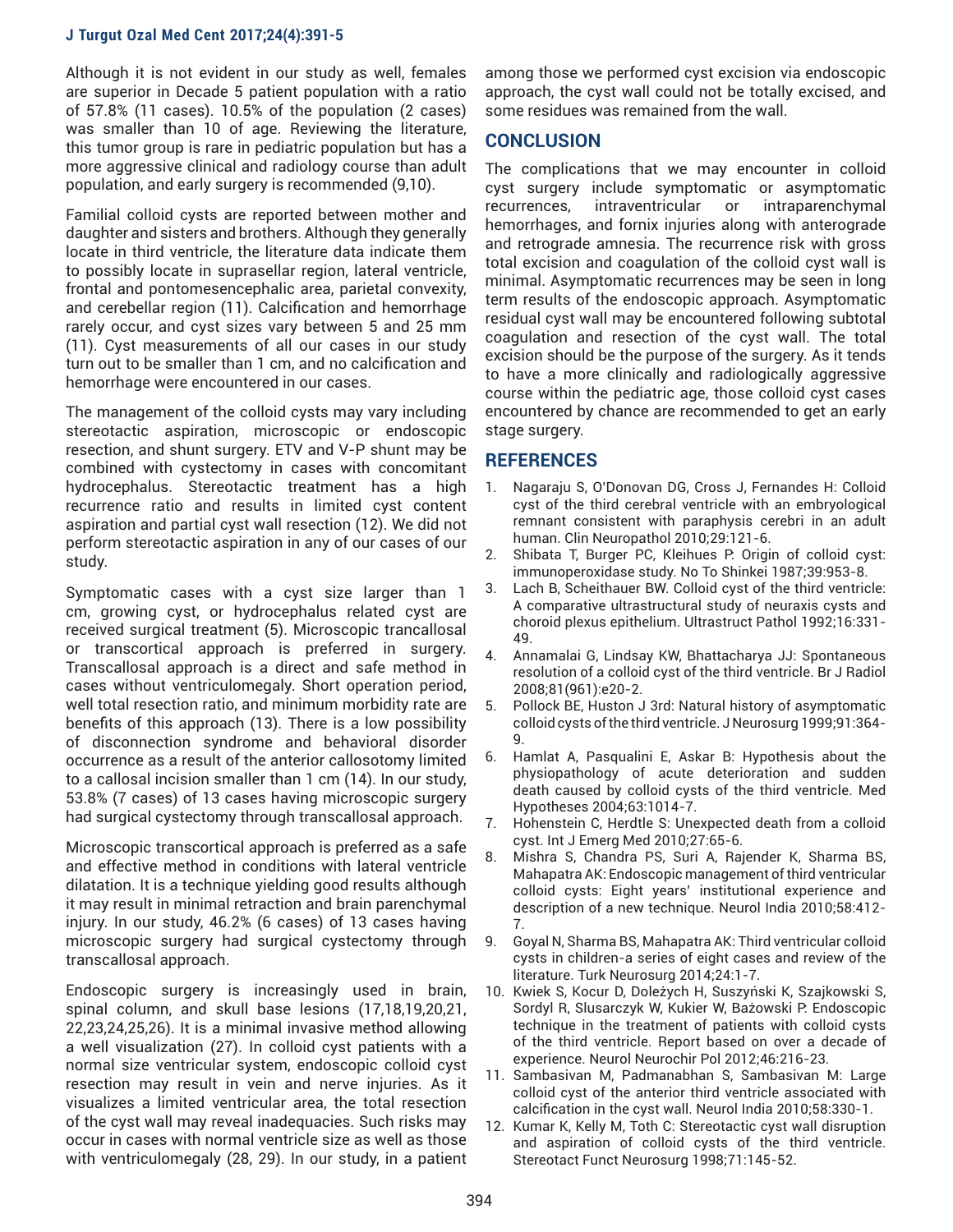Although it is not evident in our study as well, females are superior in Decade 5 patient population with a ratio of 57.8% (11 cases). 10.5% of the population (2 cases) was smaller than 10 of age. Reviewing the literature, this tumor group is rare in pediatric population but has a more aggressive clinical and radiology course than adult population, and early surgery is recommended (9,10).

Familial colloid cysts are reported between mother and daughter and sisters and brothers. Although they generally locate in third ventricle, the literature data indicate them to possibly locate in suprasellar region, lateral ventricle, frontal and pontomesencephalic area, parietal convexity, and cerebellar region (11). Calcification and hemorrhage rarely occur, and cyst sizes vary between 5 and 25 mm (11). Cyst measurements of all our cases in our study turn out to be smaller than 1 cm, and no calcification and hemorrhage were encountered in our cases.

The management of the colloid cysts may vary including stereotactic aspiration, microscopic or endoscopic resection, and shunt surgery. ETV and V-P shunt may be combined with cystectomy in cases with concomitant hydrocephalus. Stereotactic treatment has a high recurrence ratio and results in limited cyst content aspiration and partial cyst wall resection (12). We did not perform stereotactic aspiration in any of our cases of our study.

Symptomatic cases with a cyst size larger than 1 cm, growing cyst, or hydrocephalus related cyst are received surgical treatment (5). Microscopic trancallosal or transcortical approach is preferred in surgery. Transcallosal approach is a direct and safe method in cases without ventriculomegaly. Short operation period, well total resection ratio, and minimum morbidity rate are benefits of this approach (13). There is a low possibility of disconnection syndrome and behavioral disorder occurrence as a result of the anterior callosotomy limited to a callosal incision smaller than 1 cm (14). In our study, 53.8% (7 cases) of 13 cases having microscopic surgery had surgical cystectomy through transcallosal approach.

Microscopic transcortical approach is preferred as a safe and effective method in conditions with lateral ventricle dilatation. It is a technique yielding good results although it may result in minimal retraction and brain parenchymal injury. In our study, 46.2% (6 cases) of 13 cases having microscopic surgery had surgical cystectomy through transcallosal approach.

Endoscopic surgery is increasingly used in brain, spinal column, and skull base lesions (17,18,19,20,21, 22,23,24,25,26). It is a minimal invasive method allowing a well visualization (27). In colloid cyst patients with a normal size ventricular system, endoscopic colloid cyst resection may result in vein and nerve injuries. As it visualizes a limited ventricular area, the total resection of the cyst wall may reveal inadequacies. Such risks may occur in cases with normal ventricle size as well as those with ventriculomegaly (28, 29). In our study, in a patient among those we performed cyst excision via endoscopic approach, the cyst wall could not be totally excised, and some residues was remained from the wall.

## CONCLUSION

The complications that we may encounter in colloid cyst surgery include symptomatic or asymptomatic recurrences, intraventricular or intraparenchymal hemorrhages, and fornix injuries along with anterograde and retrograde amnesia. The recurrence risk with gross total excision and coagulation of the colloid cyst wall is minimal. Asymptomatic recurrences may be seen in long term results of the endoscopic approach. Asymptomatic residual cyst wall may be encountered following subtotal coagulation and resection of the cyst wall. The total excision should be the purpose of the surgery. As it tends to have a more clinically and radiologically aggressive course within the pediatric age, those colloid cyst cases encountered by chance are recommended to get an early stage surgery.

## REFERENCES

1. Nagaraju S, O'Donovan DG, Cross J, Fernandes H: Colloid cyst of the third cerebral ventricle with an embryological remnant consistent with paraphysis cerebri in an adult human. Clin Neuropathol 2010;29:121-6.
2. Shibata T, Burger PC, Kleihues P: Origin of colloid cyst: immunoperoxidase study. No To Shinkei 1987;39:953-8.
3. Lach B, Scheithauer BW. Colloid cyst of the third ventricle: A comparative ultrastructural study of neuraxis cysts and choroid plexus epithelium. Ultrastruct Pathol 1992;16:331-49.
4. Annamalai G, Lindsay KW, Bhattacharya JJ: Spontaneous resolution of a colloid cyst of the third ventricle. Br J Radiol 2008;81(961):e20-2.
5. Pollock BE, Huston J 3rd: Natural history of asymptomatic colloid cysts of the third ventricle. J Neurosurg 1999;91:364-9.
6. Hamlat A, Pasqualini E, Askar B: Hypothesis about the physiopathology of acute deterioration and sudden death caused by colloid cysts of the third ventricle. Med Hypotheses 2004;63:1014-7.
7. Hohenstein C, Herdtle S: Unexpected death from a colloid cyst. Int J Emerg Med 2010;27:65-6.
8. Mishra S, Chandra PS, Suri A, Rajender K, Sharma BS, Mahapatra AK: Endoscopic management of third ventricular colloid cysts: Eight years' institutional experience and description of a new technique. Neurol India 2010;58:412-7.
9. Goyal N, Sharma BS, Mahapatra AK: Third ventricular colloid cysts in children-a series of eight cases and review of the literature. Turk Neurosurg 2014;24:1-7.
10. Kwiek S, Kocur D, Doleżych H, Suszyński K, Szajkowski S, Sordyl R, Slusarczyk W, Kukier W, Bażowski P: Endoscopic technique in the treatment of patients with colloid cysts of the third ventricle. Report based on over a decade of experience. Neurol Neurochir Pol 2012;46:216-23.
11. Sambasivan M, Padmanabhan S, Sambasivan M: Large colloid cyst of the anterior third ventricle associated with calcification in the cyst wall. Neurol India 2010;58:330-1.
12. Kumar K, Kelly M, Toth C: Stereotactic cyst wall disruption and aspiration of colloid cysts of the third ventricle. Stereotact Funct Neurosurg 1998;71:145-52.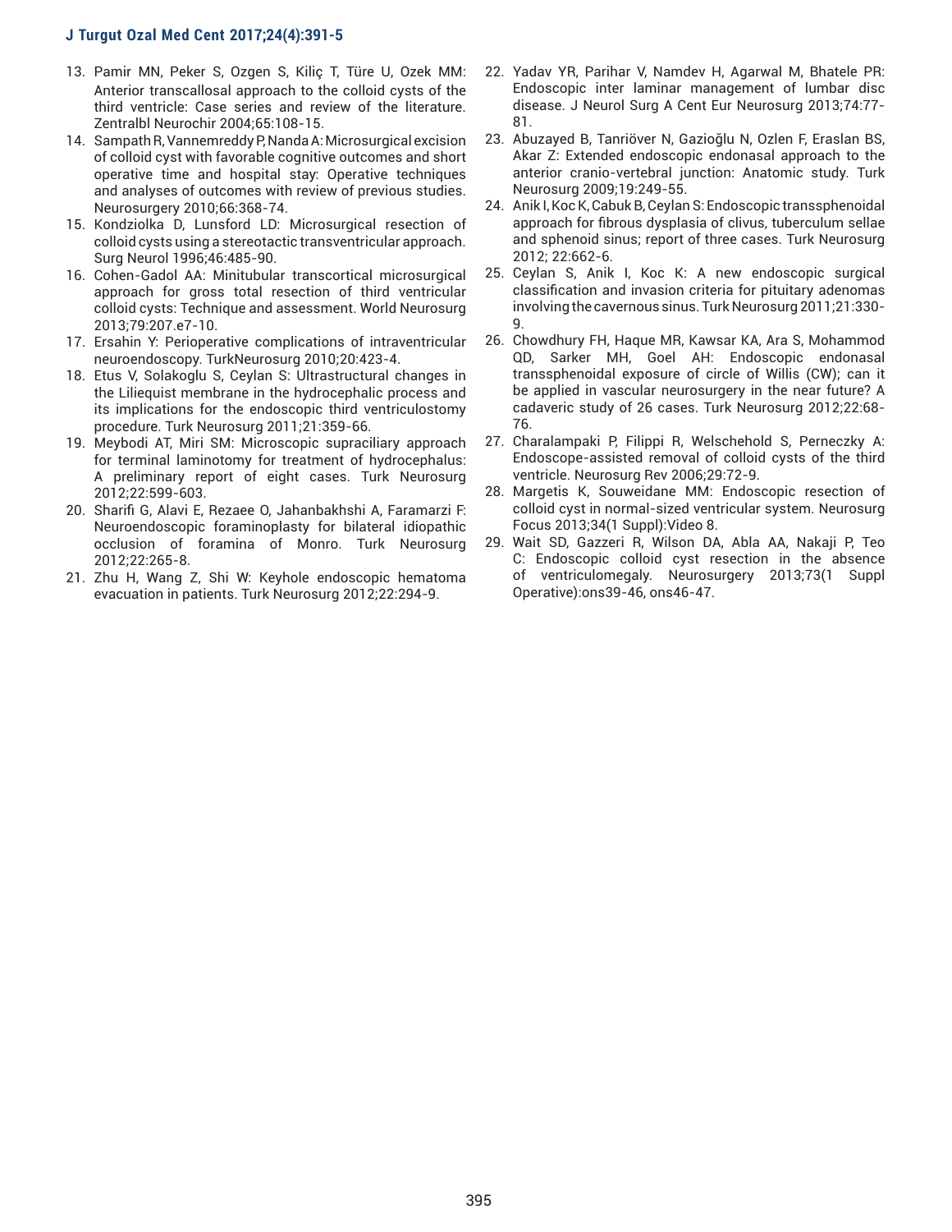13. Pamir MN, Peker S, Ozgen S, Kiliç T, Türe U, Ozek MM: Anterior transcallosal approach to the colloid cysts of the third ventricle: Case series and review of the literature. Zentralbl Neurochir 2004;65:108-15.
14. Sampath R, Vannemreddy P, Nanda A: Microsurgical excision of colloid cyst with favorable cognitive outcomes and short operative time and hospital stay: Operative techniques and analyses of outcomes with review of previous studies. Neurosurgery 2010;66:368-74.
15. Kondziolka D, Lunsford LD: Microsurgical resection of colloid cysts using a stereotactic transventricular approach. Surg Neurol 1996;46:485-90.
16. Cohen-Gadol AA: Minitubular transcortical microsurgical approach for gross total resection of third ventricular colloid cysts: Technique and assessment. World Neurosurg 2013;79:207.e7-10.
17. Ersahin Y: Perioperative complications of intraventricular neuroendoscopy. TurkNeurosurg 2010;20:423-4.
18. Etus V, Solakoglu S, Ceylan S: Ultrastructural changes in the Liliequist membrane in the hydrocephalic process and its implications for the endoscopic third ventriculostomy procedure. Turk Neurosurg 2011;21:359-66.
19. Meybodi AT, Miri SM: Microscopic supraciliary approach for terminal laminotomy for treatment of hydrocephalus: A preliminary report of eight cases. Turk Neurosurg 2012;22:599-603.
20. Sharifi G, Alavi E, Rezaee O, Jahanbakhshi A, Faramarzi F: Neuroendoscopic foraminoplasty for bilateral idiopathic occlusion of foramina of Monro. Turk Neurosurg 2012;22:265-8.
21. Zhu H, Wang Z, Shi W: Keyhole endoscopic hematoma evacuation in patients. Turk Neurosurg 2012;22:294-9.
22. Yadav YR, Parihar V, Namdev H, Agarwal M, Bhatele PR: Endoscopic inter laminar management of lumbar disc disease. J Neurol Surg A Cent Eur Neurosurg 2013;74:77-81.
23. Abuzayed B, Tanriöver N, Gazioğlu N, Ozlen F, Eraslan BS, Akar Z: Extended endoscopic endonasal approach to the anterior cranio-vertebral junction: Anatomic study. Turk Neurosurg 2009;19:249-55.
24. Anik I, Koc K, Cabuk B, Ceylan S: Endoscopic transsphenoidal approach for fibrous dysplasia of clivus, tuberculum sellae and sphenoid sinus; report of three cases. Turk Neurosurg 2012; 22:662-6.
25. Ceylan S, Anik I, Koc K: A new endoscopic surgical classification and invasion criteria for pituitary adenomas involving the cavernous sinus. Turk Neurosurg 2011;21:330-9.
26. Chowdhury FH, Haque MR, Kawsar KA, Ara S, Mohammod QD, Sarker MH, Goel AH: Endoscopic endonasal transsphenoidal exposure of circle of Willis (CW); can it be applied in vascular neurosurgery in the near future? A cadaveric study of 26 cases. Turk Neurosurg 2012;22:68-76.
27. Charalampaki P, Filippi R, Welschehold S, Perneczky A: Endoscope-assisted removal of colloid cysts of the third ventricle. Neurosurg Rev 2006;29:72-9.
28. Margetis K, Souweidane MM: Endoscopic resection of colloid cyst in normal-sized ventricular system. Neurosurg Focus 2013;34(1 Suppl):Video 8.
29. Wait SD, Gazzeri R, Wilson DA, Abla AA, Nakaji P, Teo C: Endoscopic colloid cyst resection in the absence of ventriculomegaly. Neurosurgery 2013;73(1 Suppl Operative):ons39-46, ons46-47.